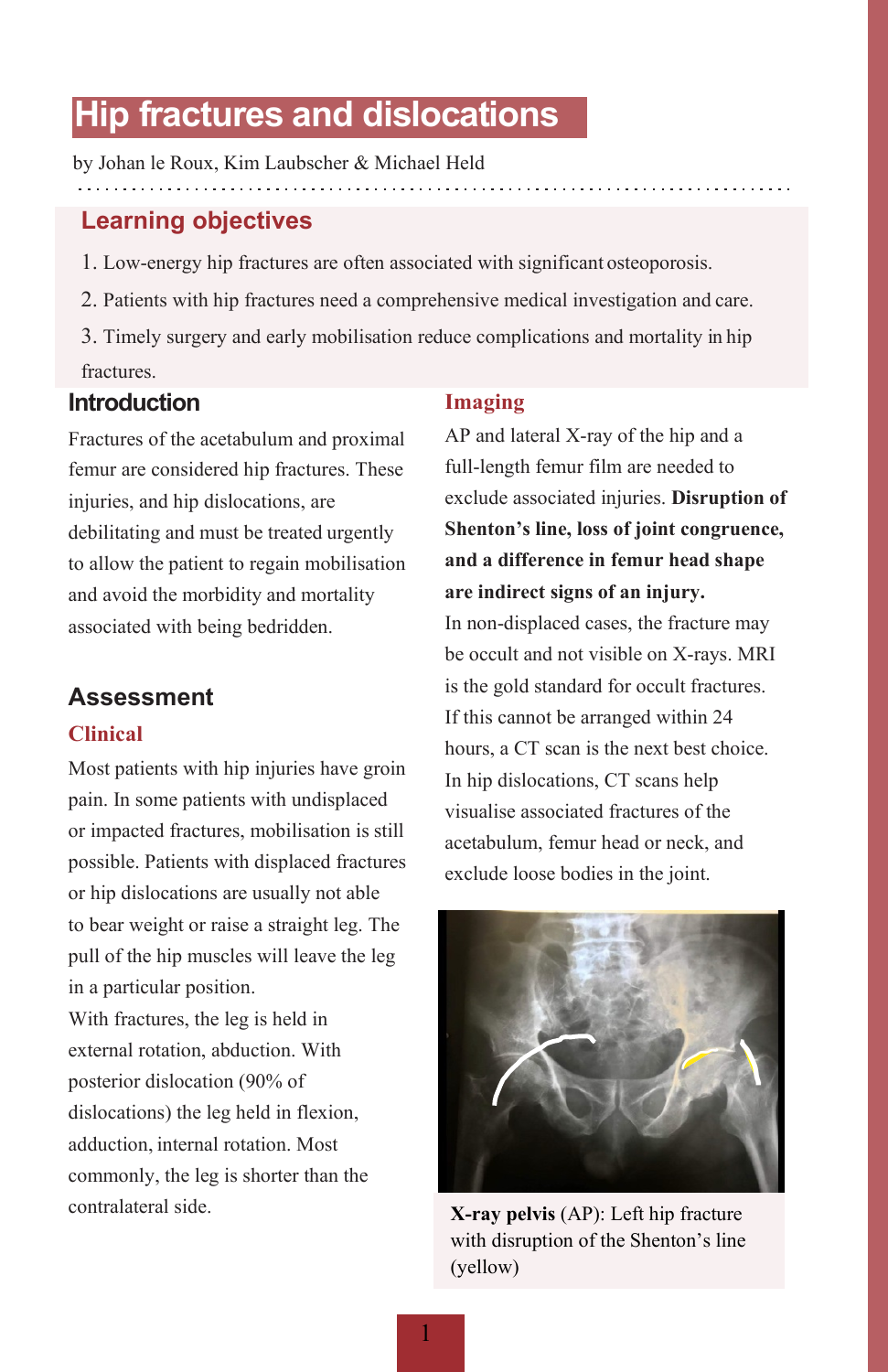# Hip fractures and dislocations

by Johan le Roux, Kim Laubscher & Michael Held

## Learning objectives

1. Low-energy hip fractures are often associated with significant osteoporosis.
2. Patients with hip fractures need a comprehensive medical investigation and care.
3. Timely surgery and early mobilisation reduce complications and mortality in hip fractures.

## Introduction

Fractures of the acetabulum and proximal femur are considered hip fractures. These injuries, and hip dislocations, are debilitating and must be treated urgently to allow the patient to regain mobilisation and avoid the morbidity and mortality associated with being bedridden.

## Assessment

### Clinical

Most patients with hip injuries have groin pain. In some patients with undisplaced or impacted fractures, mobilisation is still possible. Patients with displaced fractures or hip dislocations are usually not able to bear weight or raise a straight leg. The pull of the hip muscles will leave the leg in a particular position.

With fractures, the leg is held in external rotation, abduction. With posterior dislocation (90% of dislocations) the leg held in flexion, adduction, internal rotation. Most commonly, the leg is shorter than the contralateral side.

### Imaging

AP and lateral X-ray of the hip and a full-length femur film are needed to exclude associated injuries. **Disruption of Shenton's line, loss of joint congruence, and a difference in femur head shape are indirect signs of an injury.**

In non-displaced cases, the fracture may be occult and not visible on X-rays. MRI is the gold standard for occult fractures. If this cannot be arranged within 24 hours, a CT scan is the next best choice. In hip dislocations, CT scans help visualise associated fractures of the acetabulum, femur head or neck, and exclude loose bodies in the joint.

**X-ray pelvis** (AP): Left hip fracture with disruption of the Shenton's line (yellow)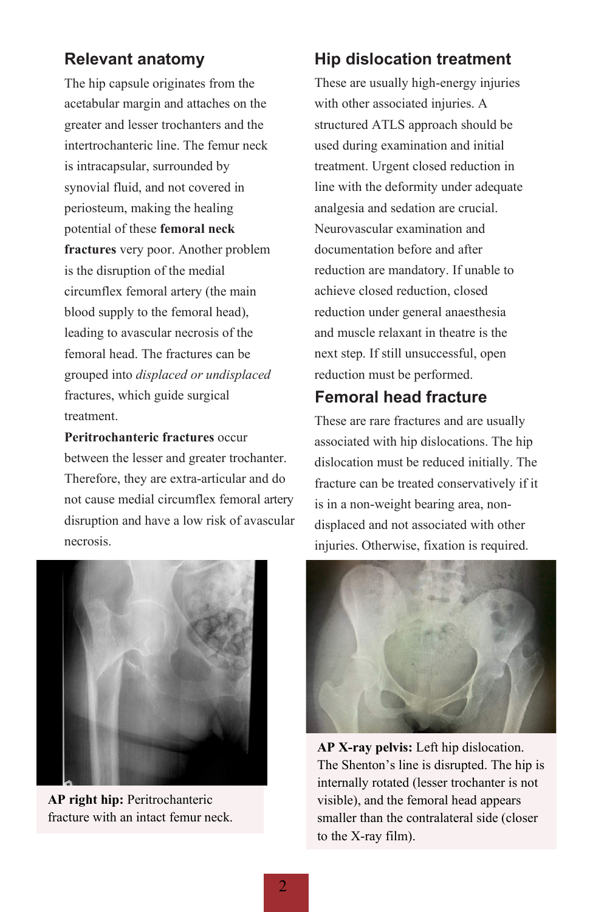## Relevant anatomy

The hip capsule originates from the acetabular margin and attaches on the greater and lesser trochanters and the intertrochanteric line. The femur neck is intracapsular, surrounded by synovial fluid, and not covered in periosteum, making the healing potential of these **femoral neck fractures** very poor. Another problem is the disruption of the medial circumflex femoral artery (the main blood supply to the femoral head), leading to avascular necrosis of the femoral head. The fractures can be grouped into *displaced or undisplaced* fractures, which guide surgical treatment.

**Peritrochanteric fractures** occur between the lesser and greater trochanter. Therefore, they are extra-articular and do not cause medial circumflex femoral artery disruption and have a low risk of avascular necrosis.

**AP right hip:** Peritrochanteric fracture with an intact femur neck.

## Hip dislocation treatment

These are usually high-energy injuries with other associated injuries. A structured ATLS approach should be used during examination and initial treatment. Urgent closed reduction in line with the deformity under adequate analgesia and sedation are crucial. Neurovascular examination and documentation before and after reduction are mandatory. If unable to achieve closed reduction, closed reduction under general anaesthesia and muscle relaxant in theatre is the next step. If still unsuccessful, open reduction must be performed.

## Femoral head fracture

These are rare fractures and are usually associated with hip dislocations. The hip dislocation must be reduced initially. The fracture can be treated conservatively if it is in a non-weight bearing area, non-displaced and not associated with other injuries. Otherwise, fixation is required.

**AP X-ray pelvis:** Left hip dislocation. The Shenton's line is disrupted. The hip is internally rotated (lesser trochanter is not visible), and the femoral head appears smaller than the contralateral side (closer to the X-ray film).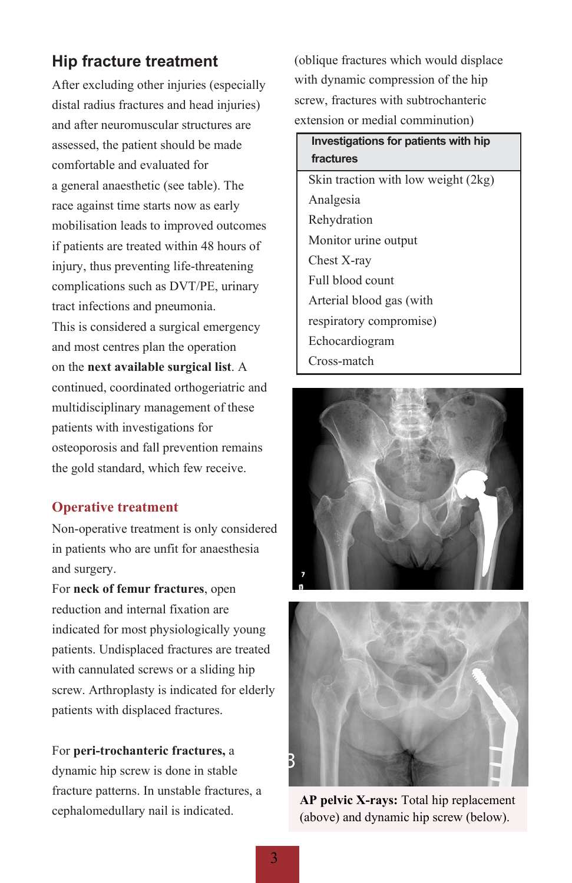## Hip fracture treatment

After excluding other injuries (especially distal radius fractures and head injuries) and after neuromuscular structures are assessed, the patient should be made comfortable and evaluated for a general anaesthetic (see table). The race against time starts now as early mobilisation leads to improved outcomes if patients are treated within 48 hours of injury, thus preventing life-threatening complications such as DVT/PE, urinary tract infections and pneumonia.

This is considered a surgical emergency and most centres plan the operation on the **next available surgical list**. A continued, coordinated orthogeriatric and multidisciplinary management of these patients with investigations for osteoporosis and fall prevention remains the gold standard, which few receive.

### Operative treatment

Non-operative treatment is only considered in patients who are unfit for anaesthesia and surgery.

For **neck of femur fractures**, open reduction and internal fixation are indicated for most physiologically young patients. Undisplaced fractures are treated with cannulated screws or a sliding hip screw. Arthroplasty is indicated for elderly patients with displaced fractures.

For **peri-trochanteric fractures,** a dynamic hip screw is done in stable fracture patterns. In unstable fractures, a cephalomedullary nail is indicated. (oblique fractures which would displace with dynamic compression of the hip screw, fractures with subtrochanteric extension or medial comminution)

| Investigations for patients with hip fractures |
|---|
| Skin traction with low weight (2kg) |
| Analgesia |
| Rehydration |
| Monitor urine output |
| Chest X-ray |
| Full blood count |
| Arterial blood gas (with respiratory compromise) |
| Echocardiogram |
| Cross-match |

**AP pelvic X-rays:** Total hip replacement (above) and dynamic hip screw (below).